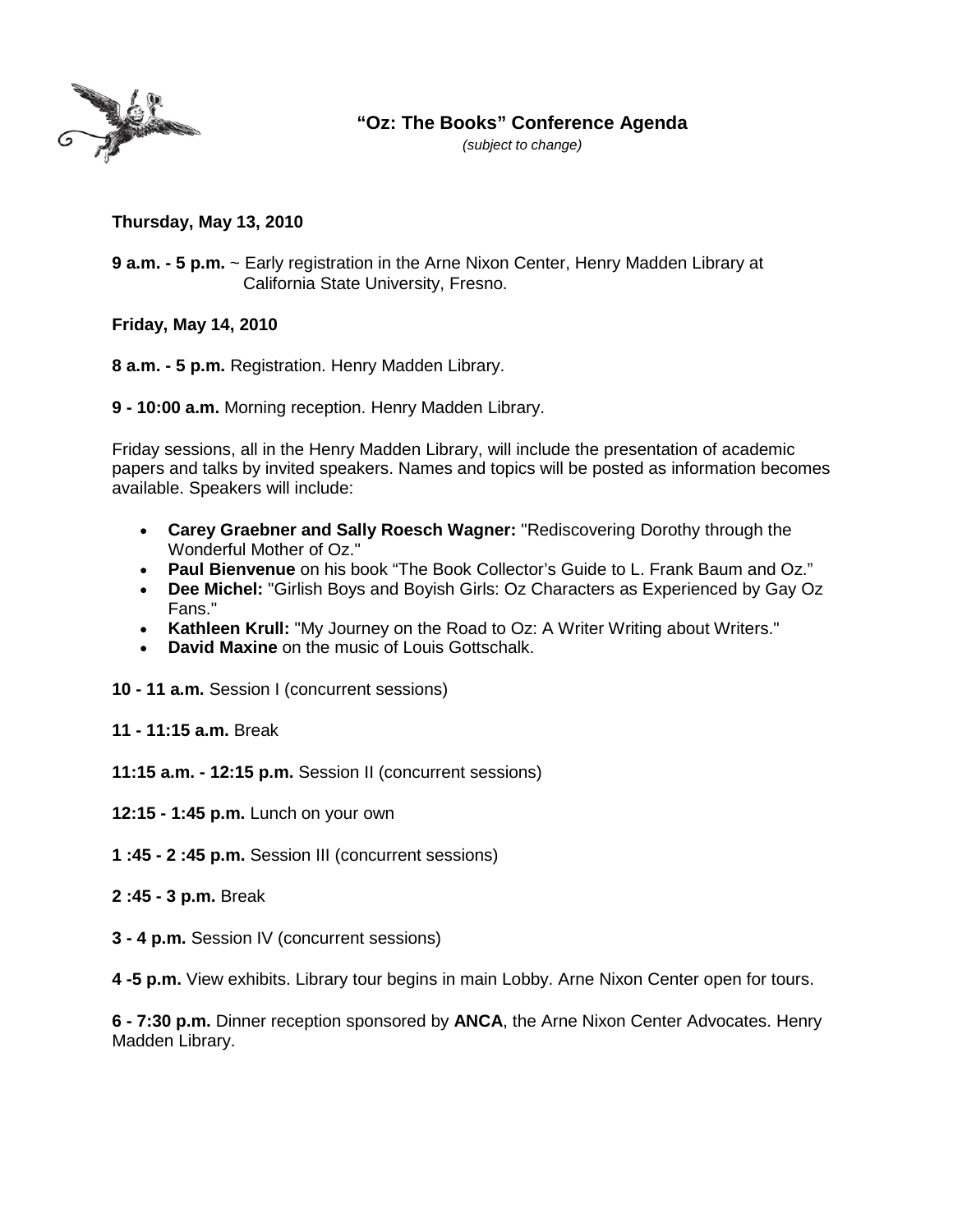# "Oz: The Books" Conference Agenda

*(subject to change)*

**Thursday, May 13, 2010**

**9 a.m. - 5 p.m.** ~ Early registration in the Arne Nixon Center, Henry Madden Library at California State University, Fresno.

**Friday, May 14, 2010**

**8 a.m. - 5 p.m.** Registration. Henry Madden Library.

**9 - 10:00 a.m.** Morning reception. Henry Madden Library.

Friday sessions, all in the Henry Madden Library, will include the presentation of academic papers and talks by invited speakers. Names and topics will be posted as information becomes available. Speakers will include:

- **Carey Graebner and Sally Roesch Wagner:** "Rediscovering Dorothy through the Wonderful Mother of Oz."
- **Paul Bienvenue** on his book "The Book Collector's Guide to L. Frank Baum and Oz."
- **Dee Michel:** "Girlish Boys and Boyish Girls: Oz Characters as Experienced by Gay Oz Fans."
- **Kathleen Krull:** "My Journey on the Road to Oz: A Writer Writing about Writers."
- **David Maxine** on the music of Louis Gottschalk.

**10 - 11 a.m.** Session I (concurrent sessions)

**11 - 11:15 a.m.** Break

**11:15 a.m. - 12:15 p.m.** Session II (concurrent sessions)

**12:15 - 1:45 p.m.** Lunch on your own

**1 :45 - 2 :45 p.m.** Session III (concurrent sessions)

**2 :45 - 3 p.m.** Break

**3 - 4 p.m.** Session IV (concurrent sessions)

**4 -5 p.m.** View exhibits. Library tour begins in main Lobby. Arne Nixon Center open for tours.

**6 - 7:30 p.m.** Dinner reception sponsored by **ANCA**, the Arne Nixon Center Advocates. Henry Madden Library.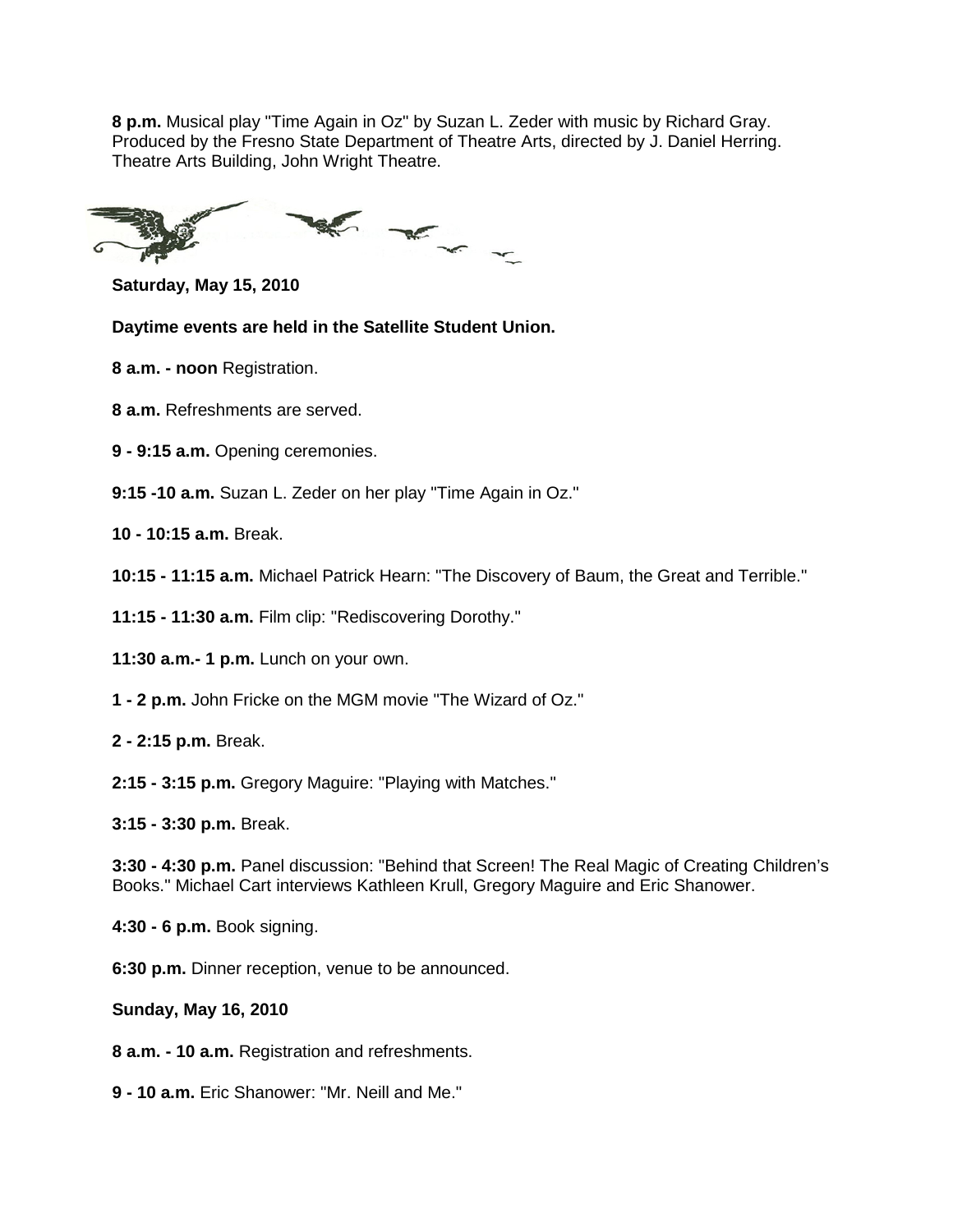**8 p.m.** Musical play "Time Again in Oz" by Suzan L. Zeder with music by Richard Gray. Produced by the Fresno State Department of Theatre Arts, directed by J. Daniel Herring. Theatre Arts Building, John Wright Theatre.

**Saturday, May 15, 2010**

**Daytime events are held in the Satellite Student Union.**

**8 a.m. - noon** Registration.

**8 a.m.** Refreshments are served.

**9 - 9:15 a.m.** Opening ceremonies.

**9:15 -10 a.m.** Suzan L. Zeder on her play "Time Again in Oz."

**10 - 10:15 a.m.** Break.

**10:15 - 11:15 a.m.** Michael Patrick Hearn: "The Discovery of Baum, the Great and Terrible."

**11:15 - 11:30 a.m.** Film clip: "Rediscovering Dorothy."

**11:30 a.m.- 1 p.m.** Lunch on your own.

**1 - 2 p.m.** John Fricke on the MGM movie "The Wizard of Oz."

**2 - 2:15 p.m.** Break.

**2:15 - 3:15 p.m.** Gregory Maguire: "Playing with Matches."

**3:15 - 3:30 p.m.** Break.

**3:30 - 4:30 p.m.** Panel discussion: "Behind that Screen! The Real Magic of Creating Children's Books." Michael Cart interviews Kathleen Krull, Gregory Maguire and Eric Shanower.

**4:30 - 6 p.m.** Book signing.

**6:30 p.m.** Dinner reception, venue to be announced.

**Sunday, May 16, 2010**

**8 a.m. - 10 a.m.** Registration and refreshments.

**9 - 10 a.m.** Eric Shanower: "Mr. Neill and Me."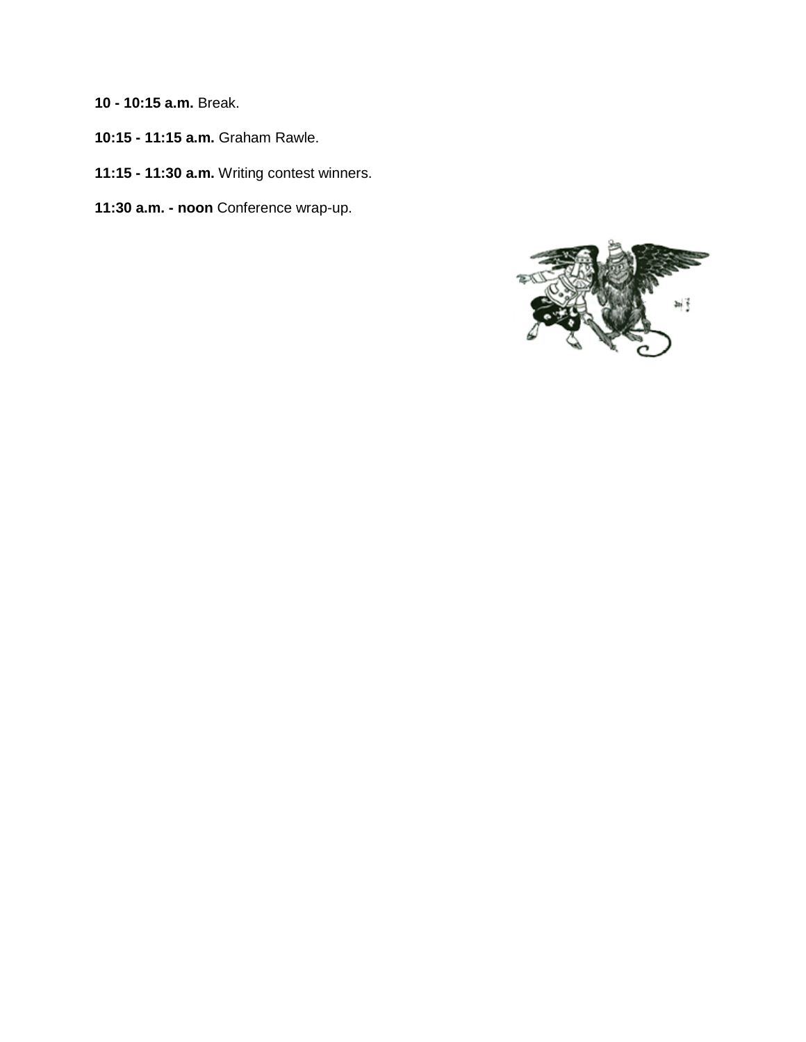**10 - 10:15 a.m.** Break.

**10:15 - 11:15 a.m.** Graham Rawle.

**11:15 - 11:30 a.m.** Writing contest winners.

**11:30 a.m. - noon** Conference wrap-up.